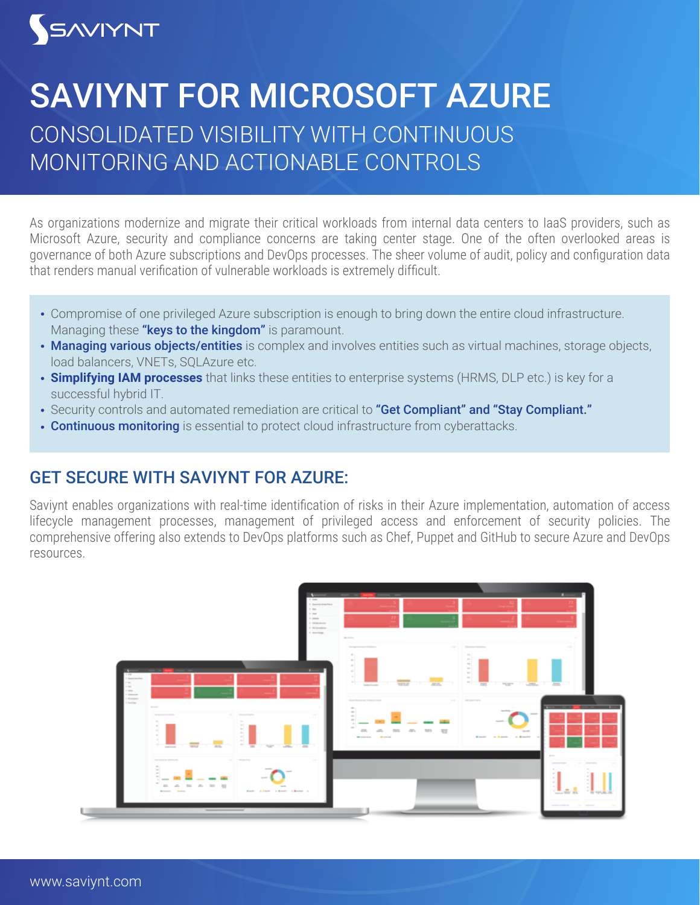SAVIYNT

# SAVIYNT FOR MICROSOFT AZURE

## CONSOLIDATED VISIBILITY WITH CONTINUOUS MONITORING AND ACTIONABLE CONTROLS

As organizations modernize and migrate their critical workloads from internal data centers to IaaS providers, such as Microsoft Azure, security and compliance concerns are taking center stage. One of the often overlooked areas is governance of both Azure subscriptions and DevOps processes. The sheer volume of audit, policy and configuration data that renders manual verification of vulnerable workloads is extremely difficult.

- Compromise of one privileged Azure subscription is enough to bring down the entire cloud infrastructure. Managing these **"keys to the kingdom"** is paramount.
- **Managing various objects/entities** is complex and involves entities such as virtual machines, storage objects, load balancers, VNETs, SQLAzure etc.
- **Simplifying IAM processes** that links these entities to enterprise systems (HRMS, DLP etc.) is key for a successful hybrid IT.
- Security controls and automated remediation are critical to **"Get Compliant" and "Stay Compliant."**
- **Continuous monitoring** is essential to protect cloud infrastructure from cyberattacks.

## GET SECURE WITH SAVIYNT FOR AZURE:

Saviynt enables organizations with real-time identification of risks in their Azure implementation, automation of access lifecycle management processes, management of privileged access and enforcement of security policies. The comprehensive offering also extends to DevOps platforms such as Chef, Puppet and GitHub to secure Azure and DevOps resources.

www.saviynt.com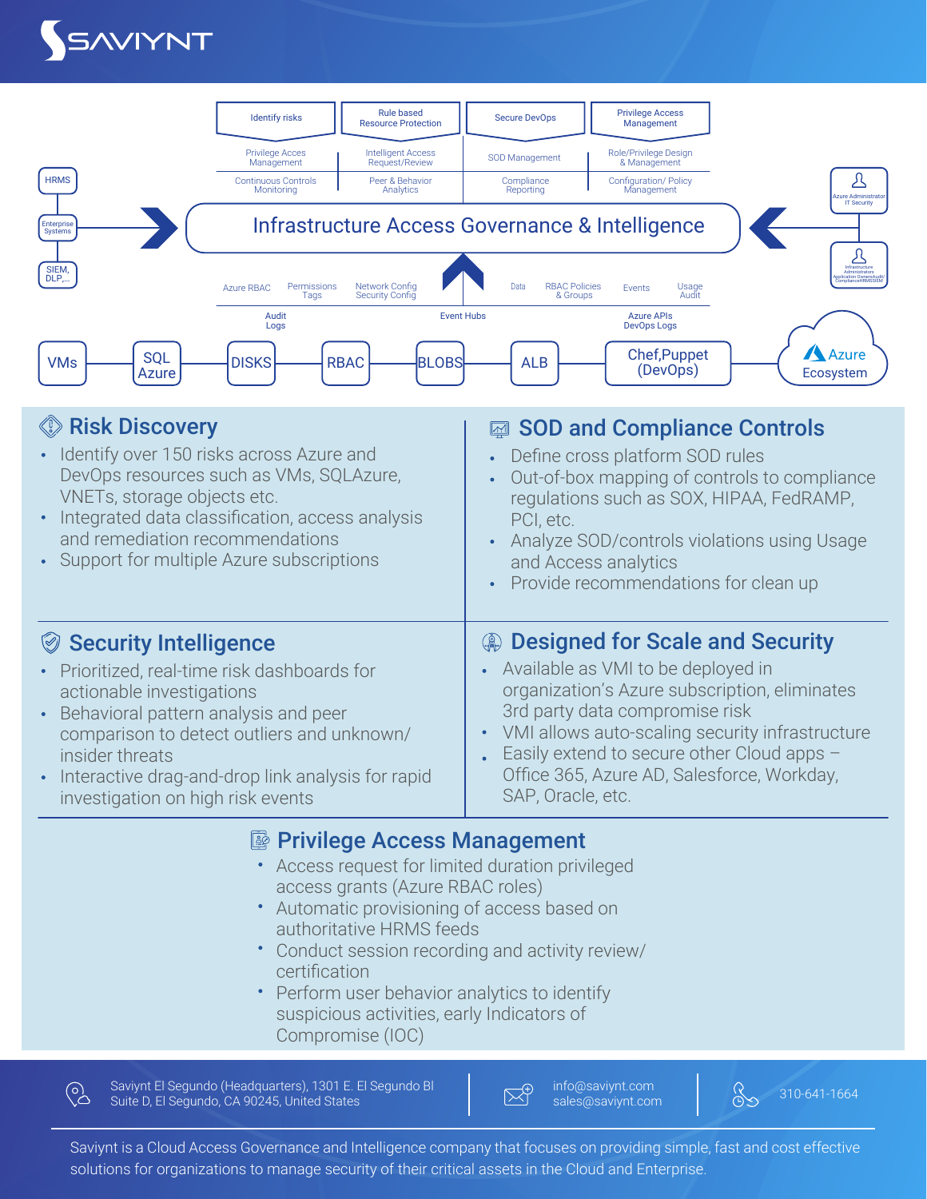SAVIYNT

Identify risks

Rule based Resource Protection

Secure DevOps

Privilege Access Management

Privilege Acces Management

Intelligent Access Request/Review

SOD Management

Role/Privilege Design & Management

Continuous Controls Monitoring

Peer & Behavior Analytics

Compliance Reporting

Configuration/ Policy Management

HRMS

Enterprise Systems

SIEM, DLP,...

Infrastructure Access Governance & Intelligence

Azure Administrator IT Security

Infrastructure Administrators Application Owners Audit/ Compliance HRMS SIEM

Azure RBAC

Permissions Tags

Network Config Security Config

Data

RBAC Policies & Groups

Events

Usage Audit

Audit Logs

Event Hubs

Azure APIs DevOps Logs

VMs

SQL Azure

DISKS

RBAC

BLOBS

ALB

Chef,Puppet (DevOps)

Azure Ecosystem

## Risk Discovery

- Identify over 150 risks across Azure and DevOps resources such as VMs, SQLAzure, VNETs, storage objects etc.
- Integrated data classification, access analysis and remediation recommendations
- Support for multiple Azure subscriptions

## SOD and Compliance Controls

- Define cross platform SOD rules
- Out-of-box mapping of controls to compliance regulations such as SOX, HIPAA, FedRAMP, PCI, etc.
- Analyze SOD/controls violations using Usage and Access analytics
- Provide recommendations for clean up

## Security Intelligence

- Prioritized, real-time risk dashboards for actionable investigations
- Behavioral pattern analysis and peer comparison to detect outliers and unknown/ insider threats
- Interactive drag-and-drop link analysis for rapid investigation on high risk events

## Designed for Scale and Security

- Available as VMI to be deployed in organization's Azure subscription, eliminates 3rd party data compromise risk
- VMI allows auto-scaling security infrastructure
- Easily extend to secure other Cloud apps – Office 365, Azure AD, Salesforce, Workday, SAP, Oracle, etc.

## Privilege Access Management

- Access request for limited duration privileged access grants (Azure RBAC roles)
- Automatic provisioning of access based on authoritative HRMS feeds
- Conduct session recording and activity review/ certification
- Perform user behavior analytics to identify suspicious activities, early Indicators of Compromise (IOC)

Saviynt El Segundo (Headquarters), 1301 E. El Segundo Bl
Suite D, El Segundo, CA 90245, United States

info@saviynt.com
sales@saviynt.com

310-641-1664

Saviynt is a Cloud Access Governance and Intelligence company that focuses on providing simple, fast and cost effective solutions for organizations to manage security of their critical assets in the Cloud and Enterprise.